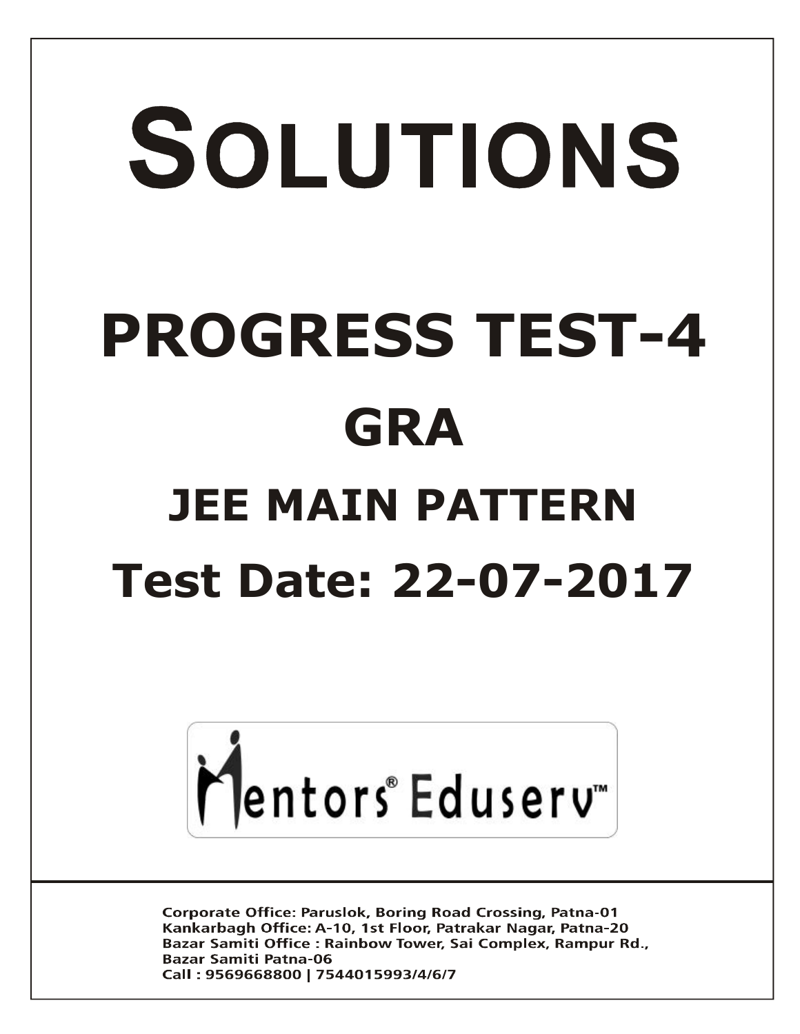# SOLUTIONS

# PROGRESS TEST-4

## GRA

## JEE MAIN PATTERN

## Test Date: 22-07-2017

Mentors® Eduserv™

**Corporate Office: Paruslok, Boring Road Crossing, Patna-01**
**Kankarbagh Office: A-10, 1st Floor, Patrakar Nagar, Patna-20**
**Bazar Samiti Office : Rainbow Tower, Sai Complex, Rampur Rd., Bazar Samiti Patna-06**
**Call : 9569668800 | 7544015993/4/6/7**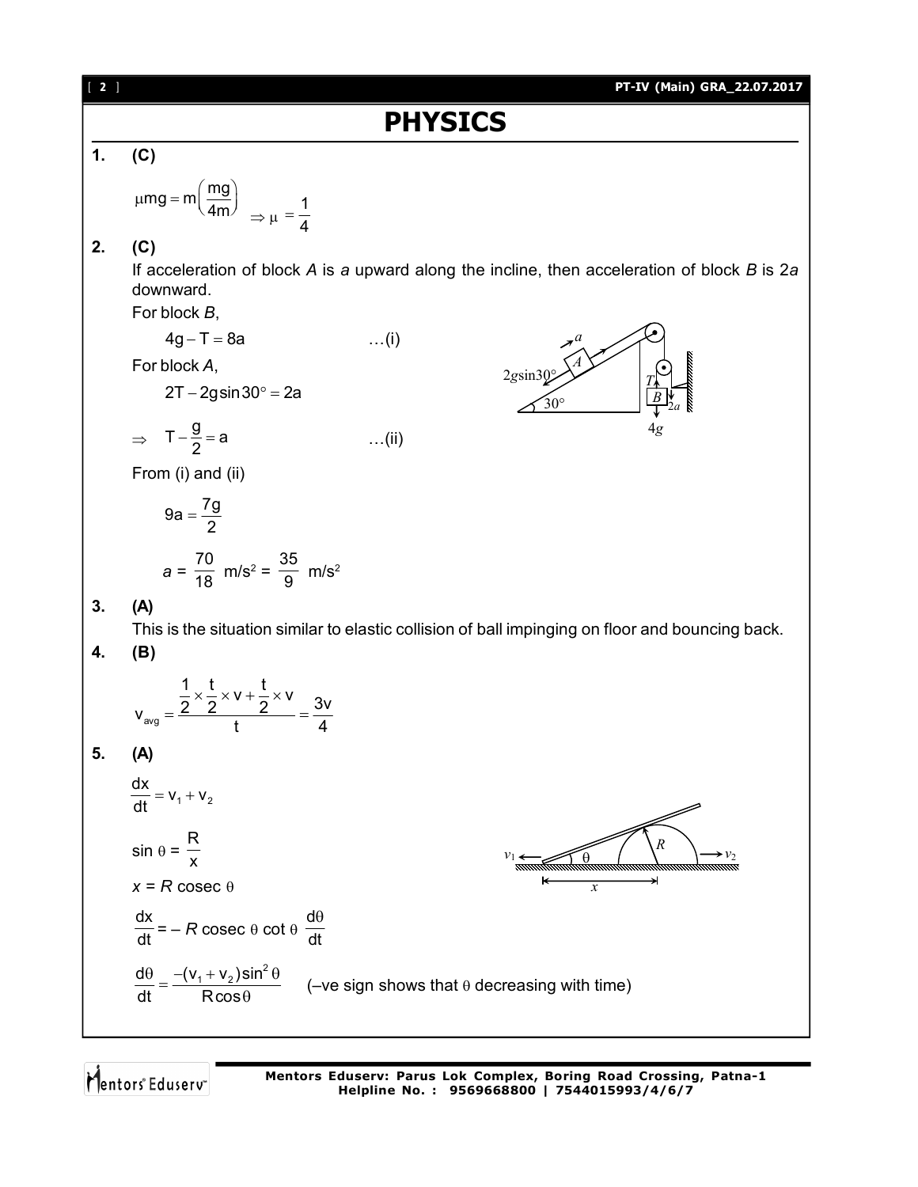# PHYSICS

**1. (C)**

$$\mu mg = m\left(\frac{mg}{4m}\right) \Rightarrow \mu = \frac{1}{4}$$

**2. (C)**

If acceleration of block *A* is *a* upward along the incline, then acceleration of block *B* is 2*a* downward.

For block *B*,

$$4g - T = 8a \qquad \text{…(i)}$$

For block *A*,

$$2T - 2g\sin 30° = 2a$$

$$\Rightarrow \quad T - \frac{g}{2} = a \qquad \text{…(ii)}$$

From (i) and (ii)

$$9a = \frac{7g}{2}$$

$$a = \frac{70}{18} \text{ m/s}^2 = \frac{35}{9} \text{ m/s}^2$$

**3. (A)**

This is the situation similar to elastic collision of ball impinging on floor and bouncing back.

**4. (B)**

$$v_{avg} = \frac{\frac{1}{2} \times \frac{t}{2} \times v + \frac{t}{2} \times v}{t} = \frac{3v}{4}$$

**5. (A)**

$$\frac{dx}{dt} = v_1 + v_2$$

$$\sin\theta = \frac{R}{x}$$

$$x = R \operatorname{cosec}\theta$$

$$\frac{dx}{dt} = -R \operatorname{cosec}\theta \cot\theta \frac{d\theta}{dt}$$

$$\frac{d\theta}{dt} = \frac{-(v_1 + v_2)\sin^2\theta}{R\cos\theta} \qquad \text{(–ve sign shows that } \theta \text{ decreasing with time)}$$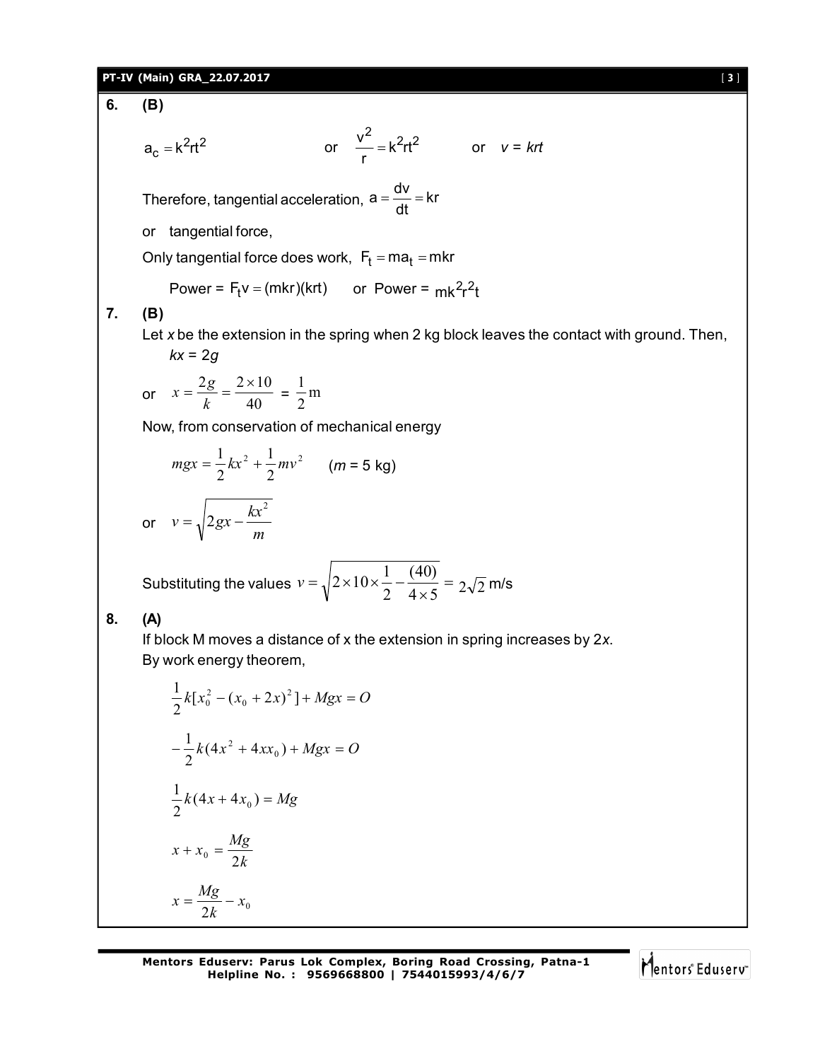**6. (B)**

$a_c = k^2rt^2$ or $\frac{v^2}{r} = k^2rt^2$ or $v = krt$

Therefore, tangential acceleration, $a = \frac{dv}{dt} = kr$

or tangential force,

Only tangential force does work, $F_t = ma_t = mkr$

Power = $F_t v = (mkr)(krt)$ or Power = $mk^2r^2t$

**7. (B)**

Let $x$ be the extension in the spring when 2 kg block leaves the contact with ground. Then,

$kx = 2g$

or $x = \frac{2g}{k} = \frac{2 \times 10}{40} = \frac{1}{2}$ m

Now, from conservation of mechanical energy

$$mgx = \frac{1}{2}kx^2 + \frac{1}{2}mv^2 \quad (m = 5 \text{ kg})$$

or $v = \sqrt{2gx - \frac{kx^2}{m}}$

Substituting the values $v = \sqrt{2 \times 10 \times \frac{1}{2} - \frac{(40)}{4 \times 5}} = 2\sqrt{2}$ m/s

**8. (A)**

If block M moves a distance of x the extension in spring increases by $2x$.
By work energy theorem,

$$\frac{1}{2}k[x_0^2 - (x_0 + 2x)^2] + Mgx = O$$

$$-\frac{1}{2}k(4x^2 + 4xx_0) + Mgx = O$$

$$\frac{1}{2}k(4x + 4x_0) = Mg$$

$$x + x_0 = \frac{Mg}{2k}$$

$$x = \frac{Mg}{2k} - x_0$$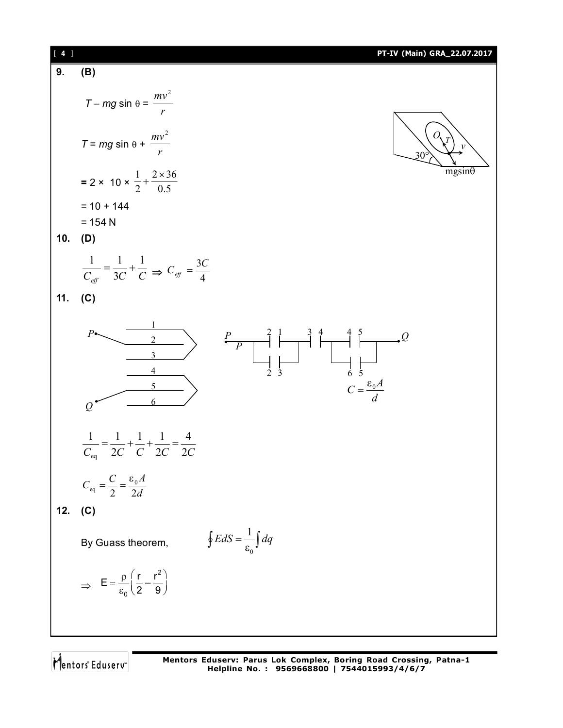**9. (B)**

$$T - mg\sin\theta = \frac{mv^2}{r}$$

$$T = mg\sin\theta + \frac{mv^2}{r}$$

$$= 2 \times 10 \times \frac{1}{2} + \frac{2 \times 36}{0.5}$$

$$= 10 + 144$$

$$= 154 \text{ N}$$

**10. (D)**

$$\frac{1}{C_{eff}} = \frac{1}{3C} + \frac{1}{C} \Rightarrow C_{eff} = \frac{3C}{4}$$

**11. (C)**

$$C = \frac{\varepsilon_0 A}{d}$$

$$\frac{1}{C_{eq}} = \frac{1}{2C} + \frac{1}{C} + \frac{1}{2C} = \frac{4}{2C}$$

$$C_{eq} = \frac{C}{2} = \frac{\varepsilon_0 A}{2d}$$

**12. (C)**

By Guass theorem, $\oint E dS = \frac{1}{\varepsilon_0}\int dq$

$$\Rightarrow \quad E = \frac{\rho}{\varepsilon_0}\left(\frac{r}{2} - \frac{r^2}{9}\right)$$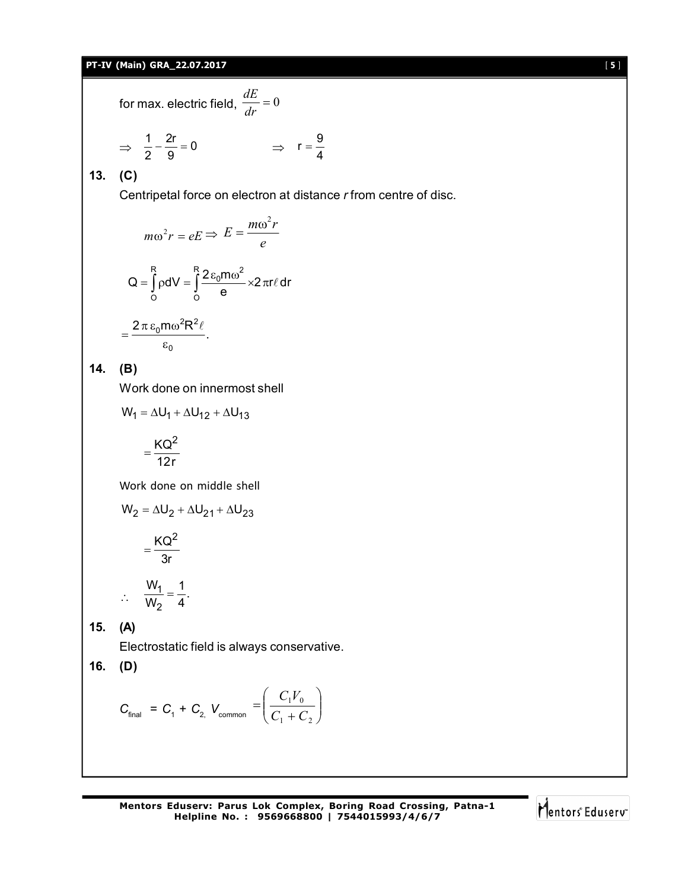for max. electric field, $\frac{dE}{dr} = 0$

$\Rightarrow \quad \frac{1}{2} - \frac{2r}{9} = 0 \qquad\qquad \Rightarrow \quad r = \frac{9}{4}$

**13. (C)**

Centripetal force on electron at distance *r* from centre of disc.

$$m\omega^2 r = eE \Rightarrow E = \frac{m\omega^2 r}{e}$$

$$Q = \int_O^R \rho dV = \int_O^R \frac{2\varepsilon_0 m\omega^2}{e} \times 2\pi r\ell \, dr$$

$$= \frac{2\pi\varepsilon_0 m\omega^2 R^2 \ell}{\varepsilon_0}.$$

**14. (B)**

Work done on innermost shell

$$W_1 = \Delta U_1 + \Delta U_{12} + \Delta U_{13}$$

$$= \frac{KQ^2}{12r}$$

Work done on middle shell

$$W_2 = \Delta U_2 + \Delta U_{21} + \Delta U_{23}$$

$$= \frac{KQ^2}{3r}$$

$$\therefore \quad \frac{W_1}{W_2} = \frac{1}{4}.$$

**15. (A)**

Electrostatic field is always conservative.

**16. (D)**

$$C_{\text{final}} = C_1 + C_2, \; V_{\text{common}} = \left(\frac{C_1 V_0}{C_1 + C_2}\right)$$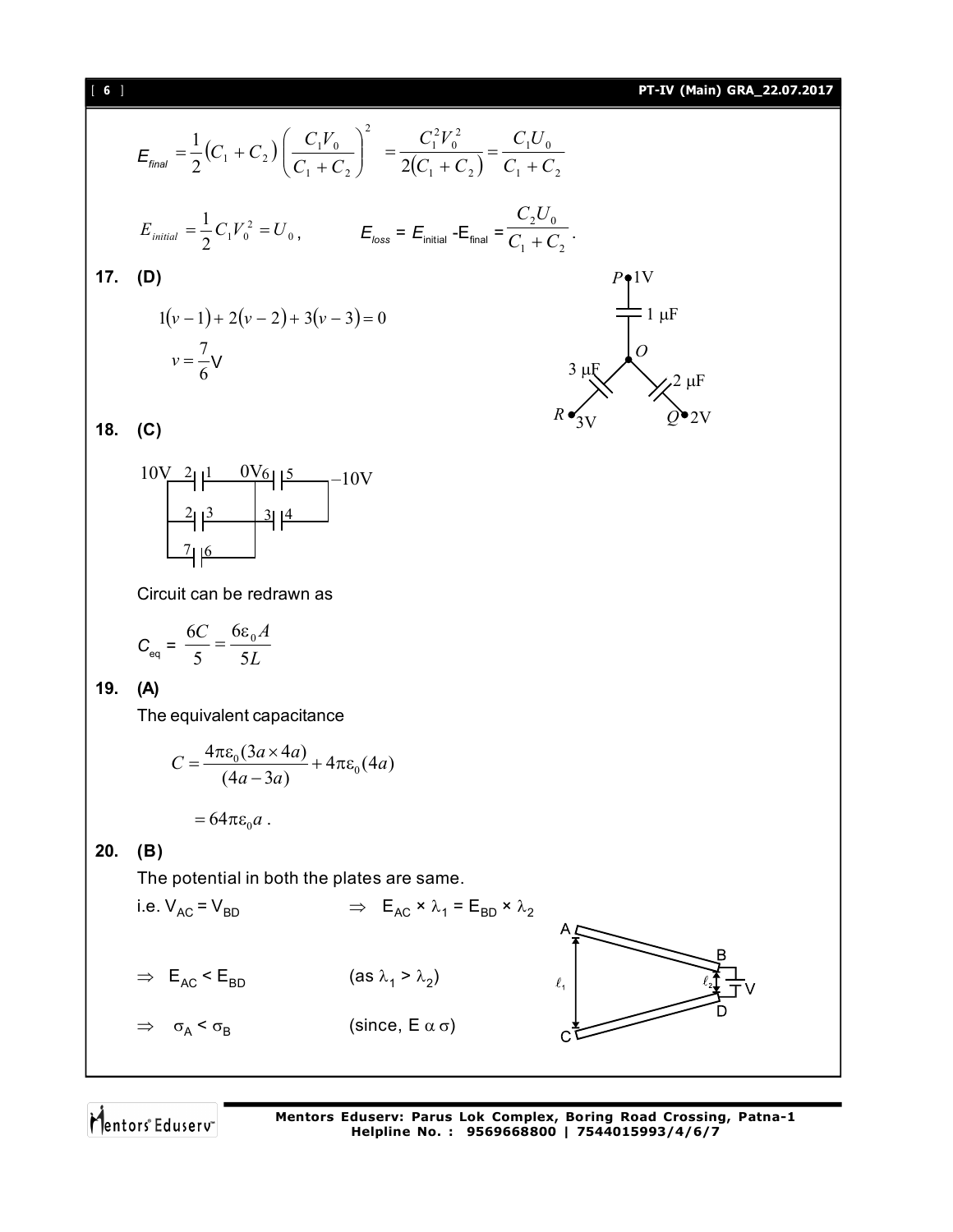$$E_{final} = \frac{1}{2}(C_1 + C_2)\left(\frac{C_1 V_0}{C_1 + C_2}\right)^2 = \frac{C_1^2 V_0^2}{2(C_1 + C_2)} = \frac{C_1 U_0}{C_1 + C_2}$$

$$E_{initial} = \frac{1}{2} C_1 V_0^2 = U_0, \qquad E_{loss} = E_{initial} - E_{final} = \frac{C_2 U_0}{C_1 + C_2}.$$

**17. (D)**

$$1(v-1) + 2(v-2) + 3(v-3) = 0$$

$$v = \frac{7}{6}\text{V}$$

P 1V, 1 μF, O, 3 μF, 2 μF, R 3V, Q 2V

**18. (C)**

10V, 2 1, 0V 6, 5, −10V, 2 3, 3 4, 7 6

Circuit can be redrawn as

$$C_{eq} = \frac{6C}{5} = \frac{6\varepsilon_0 A}{5L}$$

**19. (A)**

The equivalent capacitance

$$C = \frac{4\pi\varepsilon_0(3a \times 4a)}{(4a - 3a)} + 4\pi\varepsilon_0(4a)$$

$$= 64\pi\varepsilon_0 a.$$

**20. (B)**

The potential in both the plates are same.

i.e. $V_{AC} = V_{BD}$ $\Rightarrow$ $E_{AC} \times \lambda_1 = E_{BD} \times \lambda_2$

$\Rightarrow$ $E_{AC} < E_{BD}$ (as $\lambda_1 > \lambda_2$)

$\Rightarrow$ $\sigma_A < \sigma_B$ (since, $E \propto \sigma$)

A, B, C, D, $\ell_1$, $\ell_2$, V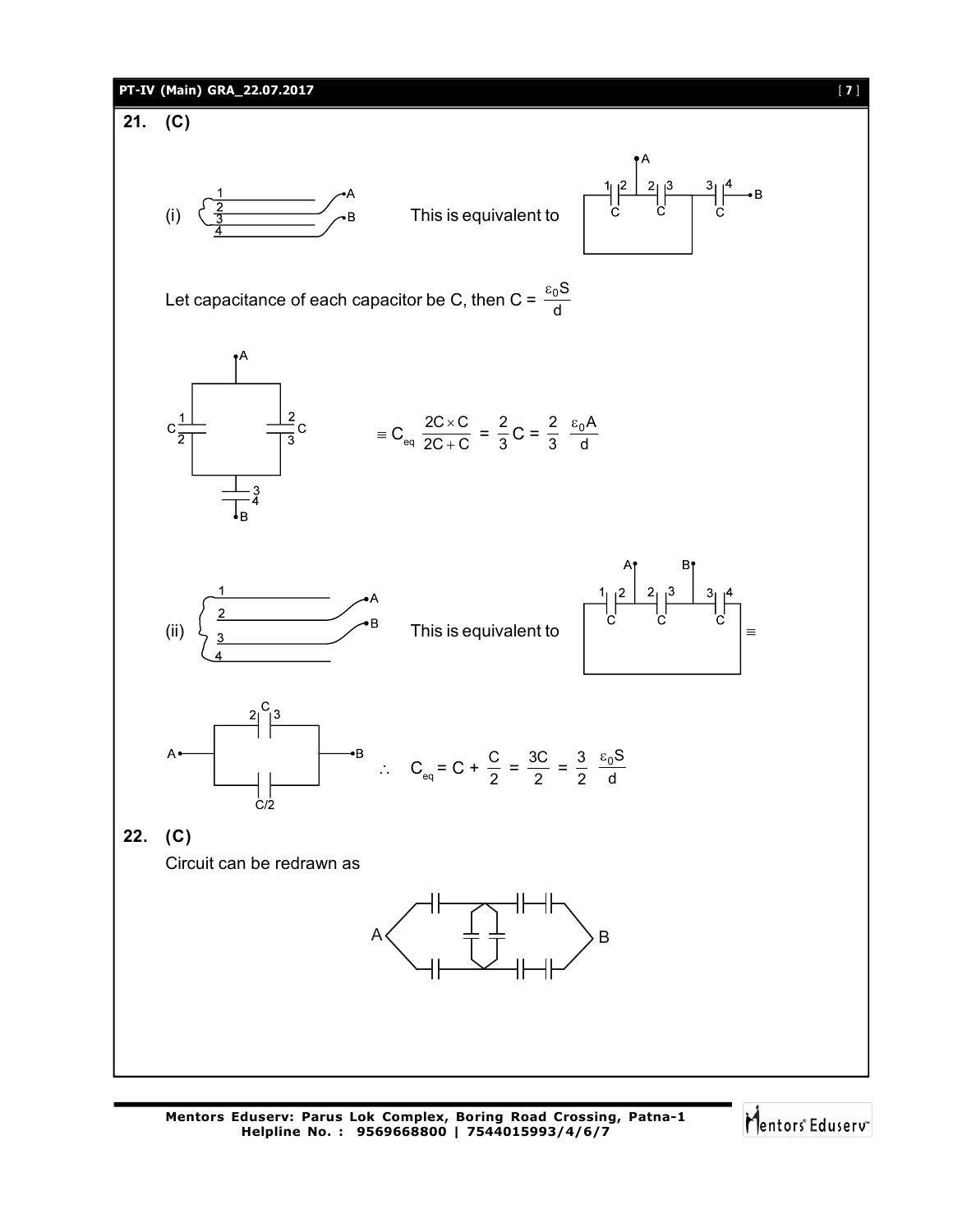**21. (C)**

(i) This is equivalent to

Let capacitance of each capacitor be C, then $C = \frac{\varepsilon_0 S}{d}$

$$\equiv C_{eq} \frac{2C \times C}{2C + C} = \frac{2}{3}C = \frac{2}{3} \frac{\varepsilon_0 A}{d}$$

(ii) This is equivalent to $\equiv$

$$\therefore \quad C_{eq} = C + \frac{C}{2} = \frac{3C}{2} = \frac{3}{2} \frac{\varepsilon_0 S}{d}$$

**22. (C)**

Circuit can be redrawn as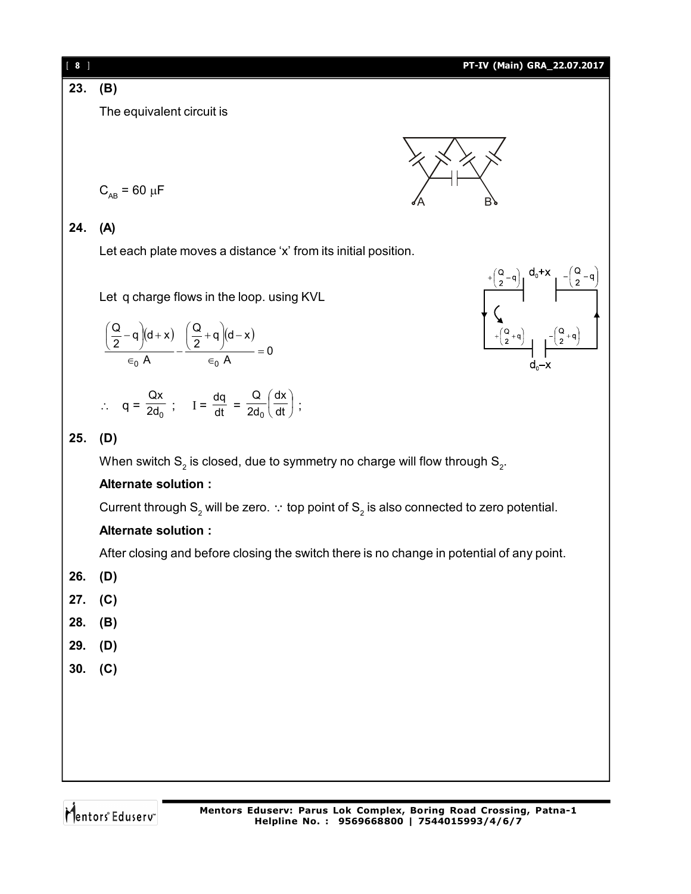**23. (B)**

The equivalent circuit is

$C_{AB} = 60\ \mu F$

**24. (A)**

Let each plate moves a distance 'x' from its initial position.

Let q charge flows in the loop. using KVL

$$\frac{\left(\frac{Q}{2}-q\right)(d+x)}{\epsilon_0 A} - \frac{\left(\frac{Q}{2}+q\right)(d-x)}{\epsilon_0 A} = 0$$

$\therefore \quad q = \frac{Qx}{2d_0}$ ; $\quad I = \frac{dq}{dt} = \frac{Q}{2d_0}\left(\frac{dx}{dt}\right)$ ;

**25. (D)**

When switch $S_2$ is closed, due to symmetry no charge will flow through $S_2$.

**Alternate solution :**

Current through $S_2$ will be zero. $\because$ top point of $S_2$ is also connected to zero potential.

**Alternate solution :**

After closing and before closing the switch there is no change in potential of any point.

**26. (D)**

**27. (C)**

**28. (B)**

**29. (D)**

**30. (C)**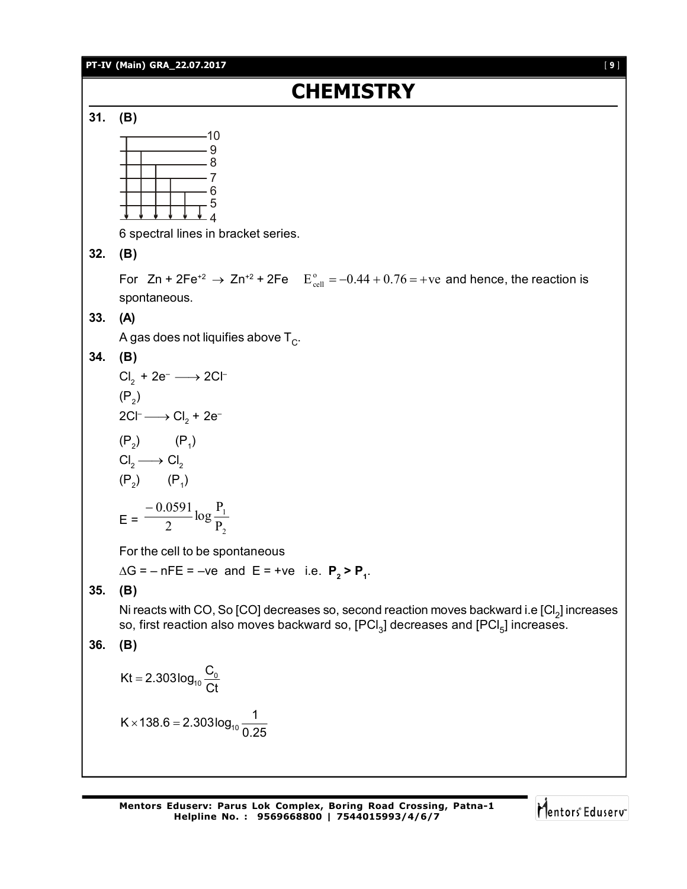# CHEMISTRY

**31. (B)**

```
———————————— 10
———————————— 9
———————————— 8
———————————— 7
———————————— 6
———————————— 5
↓  ↓  ↓  ↓  ↓  ↓  4
```

6 spectral lines in bracket series.

**32. (B)**

For $Zn + 2Fe^{+2} \rightarrow Zn^{+2} + 2Fe$ $\quad E^{o}_{cell} = -0.44 + 0.76 = +ve$ and hence, the reaction is spontaneous.

**33. (A)**

A gas does not liquifies above $T_C$.

**34. (B)**

$Cl_2 + 2e^- \longrightarrow 2Cl^-$

$(P_2)$

$2Cl^- \longrightarrow Cl_2 + 2e^-$

$(P_2) \qquad (P_1)$

$Cl_2 \longrightarrow Cl_2$

$(P_2) \qquad (P_1)$

$$E = \frac{-0.0591}{2}\log\frac{P_1}{P_2}$$

For the cell to be spontaneous

$\Delta G = -nFE = -ve$ and $E = +ve$ i.e. $\mathbf{P_2 > P_1}$.

**35. (B)**

Ni reacts with CO, So [CO] decreases so, second reaction moves backward i.e $[Cl_2]$ increases so, first reaction also moves backward so, $[PCl_3]$ decreases and $[PCl_5]$ increases.

**36. (B)**

$$Kt = 2.303\log_{10}\frac{C_0}{Ct}$$

$$K \times 138.6 = 2.303\log_{10}\frac{1}{0.25}$$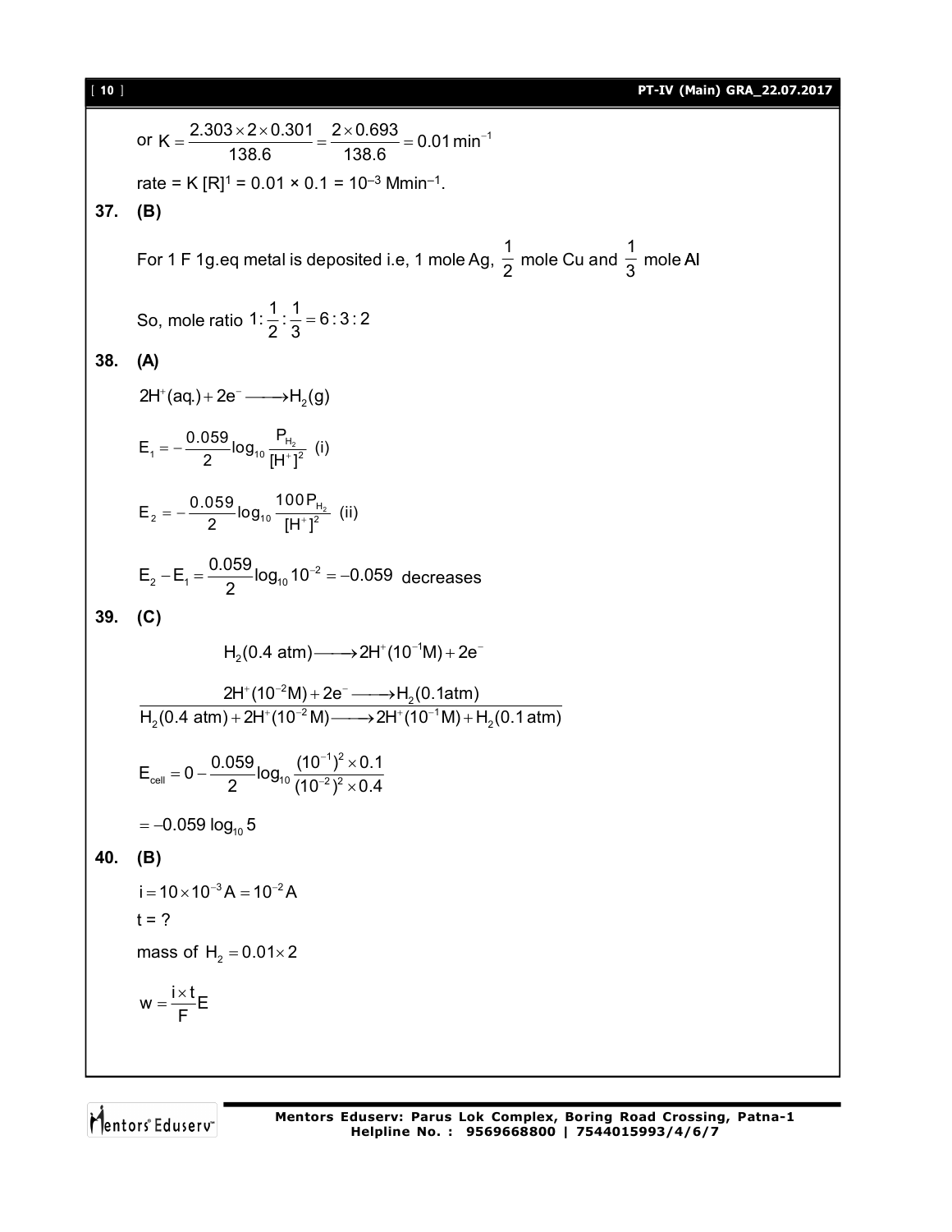or $K = \frac{2.303 \times 2 \times 0.301}{138.6} = \frac{2 \times 0.693}{138.6} = 0.01\,\text{min}^{-1}$

rate = K $[R]^1$ = 0.01 × 0.1 = $10^{-3}$ $\text{Mmin}^{-1}$.

**37. (B)**

For 1 F 1g.eq metal is deposited i.e, 1 mole Ag, $\frac{1}{2}$ mole Cu and $\frac{1}{3}$ mole Al

So, mole ratio $1:\frac{1}{2}:\frac{1}{3} = 6:3:2$

**38. (A)**

$$2H^+(aq.) + 2e^- \longrightarrow H_2(g)$$

$$E_1 = -\frac{0.059}{2}\log_{10}\frac{P_{H_2}}{[H^+]^2} \quad \text{(i)}$$

$$E_2 = -\frac{0.059}{2}\log_{10}\frac{100P_{H_2}}{[H^+]^2} \quad \text{(ii)}$$

$$E_2 - E_1 = \frac{0.059}{2}\log_{10}10^{-2} = -0.059 \text{ decreases}$$

**39. (C)**

$$H_2(0.4\text{ atm}) \longrightarrow 2H^+(10^{-1}M) + 2e^-$$

$$2H^+(10^{-2}M) + 2e^- \longrightarrow H_2(0.1\text{atm})$$

$$\overline{H_2(0.4\text{ atm}) + 2H^+(10^{-2}M) \longrightarrow 2H^+(10^{-1}M) + H_2(0.1\text{ atm})}$$

$$E_{cell} = 0 - \frac{0.059}{2}\log_{10}\frac{(10^{-1})^2 \times 0.1}{(10^{-2})^2 \times 0.4}$$

$$= -0.059\log_{10}5$$

**40. (B)**

$i = 10 \times 10^{-3}\,A = 10^{-2}\,A$

t = ?

mass of $H_2 = 0.01 \times 2$

$$w = \frac{i \times t}{F}E$$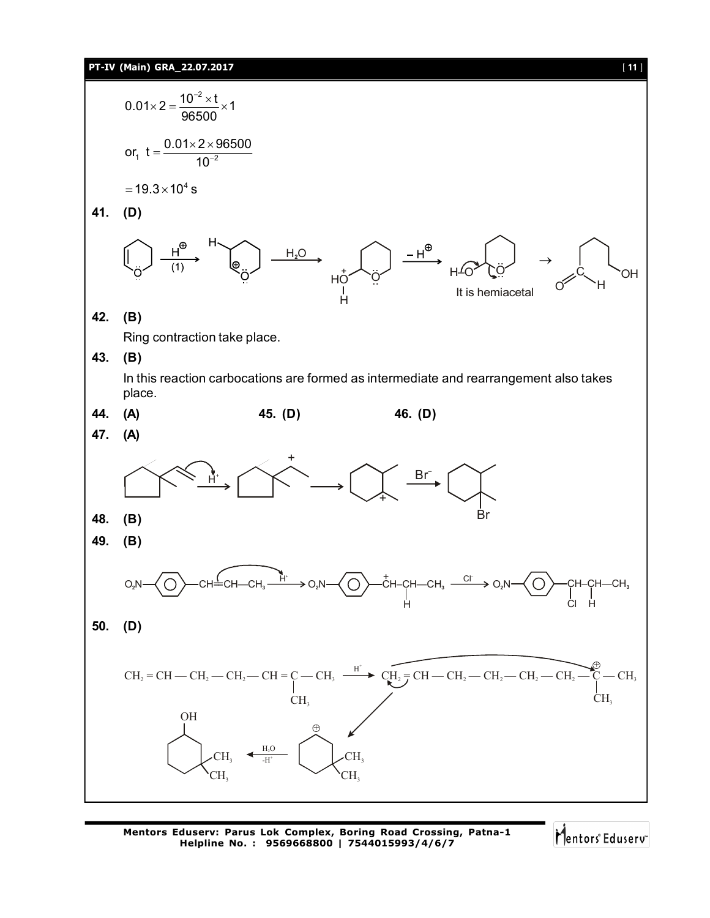$$0.01 \times 2 = \frac{10^{-2} \times t}{96500} \times 1$$

$$\text{or, } t = \frac{0.01 \times 2 \times 96500}{10^{-2}}$$

$$= 19.3 \times 10^4 \text{ s}$$

**41.** **(D)**

$\xrightarrow[(1)]{H^{\oplus}}$ $\xrightarrow{H_2O}$ $\xrightarrow{-H^{\oplus}}$ $\rightarrow$

It is hemiacetal

**42.** **(B)**

Ring contraction take place.

**43.** **(B)**

In this reaction carbocations are formed as intermediate and rearrangement also takes place.

**44.** **(A)** **45.** **(D)** **46.** **(D)**

**47.** **(A)**

$\xrightarrow{H^+}$ $\longrightarrow$ $\xrightarrow{Br^-}$

**48.** **(B)**

**49.** **(B)**

$O_2N-C_6H_4-CH=CH-CH_3 \xrightarrow{H^+} O_2N-C_6H_4-\overset{+}{C}H-CH(H)-CH_3 \xrightarrow{Cl^-} O_2N-C_6H_4-CH(Cl)-CH(H)-CH_3$

**50.** **(D)**

$CH_2=CH-CH_2-CH_2-CH=C(CH_3)-CH_3 \xrightarrow{H^+} CH_2=CH-CH_2-CH_2-CH_2-CH_2-\overset{\oplus}{C}(CH_3)-CH_3$

$\xleftarrow[-H^+]{H_2O}$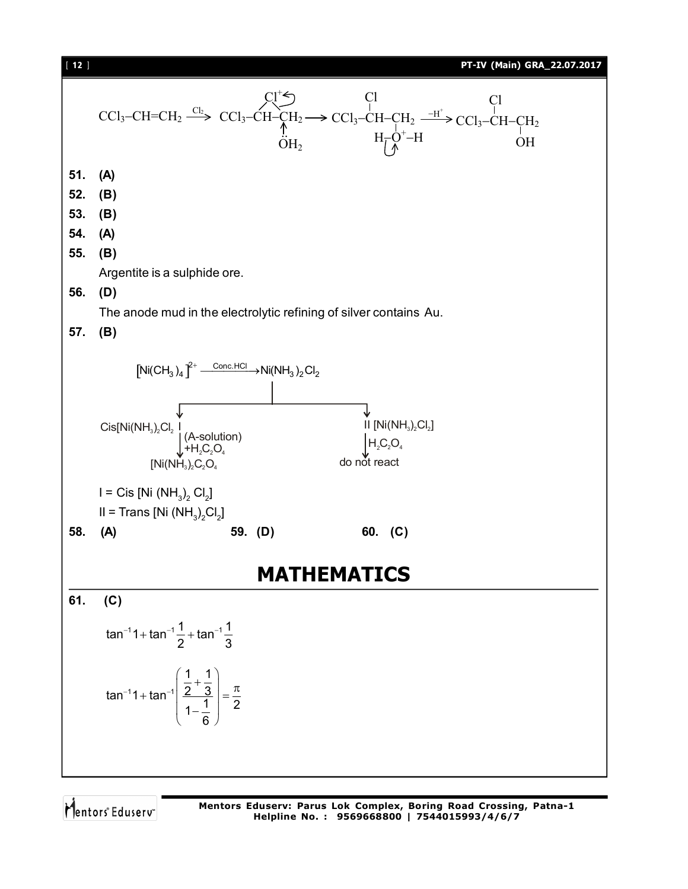$$CCl_3-CH=CH_2 \xrightarrow{Cl_2} CCl_3-\overset{Cl^+}{CH-CH_2} \xleftarrow{} \ddot{O}H_2 \longrightarrow CCl_3-\underset{}{\overset{Cl}{|}}{CH}-\underset{H-\overset{|}{O^+}-H}{CH_2} \xrightarrow{-H^+} CCl_3-\overset{Cl}{CH}-\underset{OH}{CH_2}$$

**51.** **(A)**

**52.** **(B)**

**53.** **(B)**

**54.** **(A)**

**55.** **(B)**

Argentite is a sulphide ore.

**56.** **(D)**

The anode mud in the electrolytic refining of silver contains Au.

**57.** **(B)**

$$[Ni(CH_3)_4]^{2+} \xrightarrow{\text{Conc.HCl}} Ni(NH_3)_2Cl_2$$

Cis$[Ni(NH_3)_2Cl_2$ I $\xrightarrow{\text{(A-solution)} + H_2C_2O_4}$ $[Ni(NH_3)_2C_2O_4$

II $[Ni(NH_3)_2Cl_2]$ $\xrightarrow{H_2C_2O_4}$ do not react

I = Cis $[Ni(NH_3)_2Cl_2]$

II = Trans $[Ni(NH_3)_2Cl_2]$

**58.** **(A)** **59.** **(D)** **60.** **(C)**

# MATHEMATICS

**61.** **(C)**

$$\tan^{-1}1 + \tan^{-1}\frac{1}{2} + \tan^{-1}\frac{1}{3}$$

$$\tan^{-1}1 + \tan^{-1}\left(\frac{\frac{1}{2}+\frac{1}{3}}{1-\frac{1}{6}}\right) = \frac{\pi}{2}$$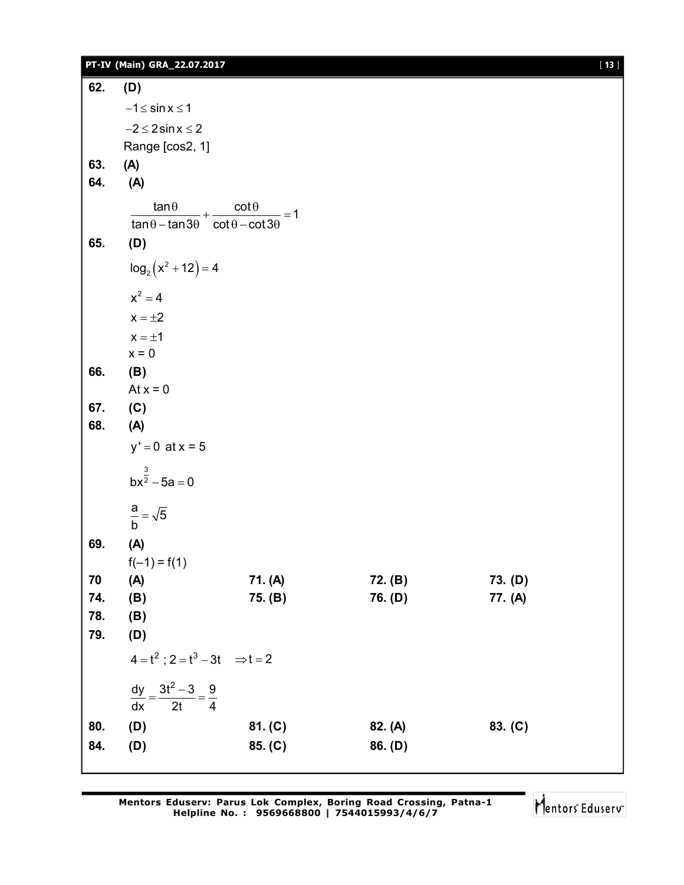**62.** **(D)**

$-1 \le \sin x \le 1$

$-2 \le 2\sin x \le 2$

Range [cos2, 1]

**63.** **(A)**

**64.** **(A)**

$$\frac{\tan\theta}{\tan\theta - \tan 3\theta} + \frac{\cot\theta}{\cot\theta - \cot 3\theta} = 1$$

**65.** **(D)**

$\log_2\left(x^2 + 12\right) = 4$

$x^2 = 4$

$x = \pm 2$

$x = \pm 1$

$x = 0$

**66.** **(B)**

At $x = 0$

**67.** **(C)**

**68.** **(A)**

$y' = 0$ at $x = 5$

$bx^{\frac{3}{2}} - 5a = 0$

$\frac{a}{b} = \sqrt{5}$

**69.** **(A)**

$f(-1) = f(1)$

| | | | |
|---|---|---|---|
| **70** **(A)** | **71. (A)** | **72. (B)** | **73. (D)** |
| **74.** **(B)** | **75. (B)** | **76. (D)** | **77. (A)** |

**78.** **(B)**

**79.** **(D)**

$4 = t^2$ ; $2 = t^3 - 3t \quad \Rightarrow t = 2$

$$\frac{dy}{dx} = \frac{3t^2 - 3}{2t} = \frac{9}{4}$$

| | | | |
|---|---|---|---|
| **80.** **(D)** | **81. (C)** | **82. (A)** | **83. (C)** |
| **84.** **(D)** | **85. (C)** | **86. (D)** | |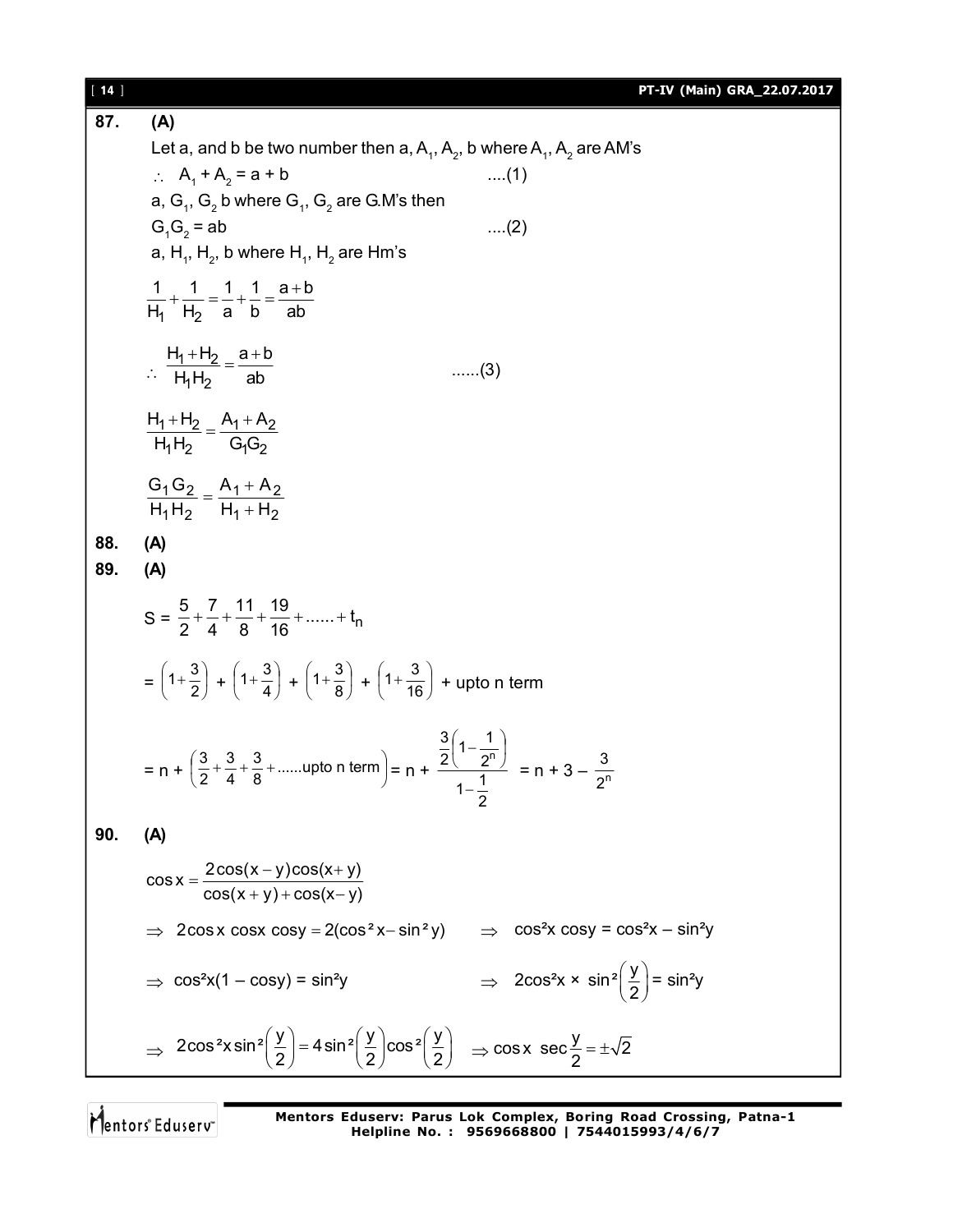**87. (A)**

Let a, and b be two number then a, $A_1$, $A_2$, b where $A_1$, $A_2$ are AM's

$\therefore \; A_1 + A_2 = a + b$ ....(1)

a, $G_1$, $G_2$ b where $G_1$, $G_2$ are G.M's then

$G_1G_2 = ab$ ....(2)

a, $H_1$, $H_2$, b where $H_1$, $H_2$ are Hm's

$$\frac{1}{H_1}+\frac{1}{H_2}=\frac{1}{a}+\frac{1}{b}=\frac{a+b}{ab}$$

$$\therefore \; \frac{H_1+H_2}{H_1H_2}=\frac{a+b}{ab} \quad ......(3)$$

$$\frac{H_1+H_2}{H_1H_2}=\frac{A_1+A_2}{G_1G_2}$$

$$\frac{G_1G_2}{H_1H_2}=\frac{A_1+A_2}{H_1+H_2}$$

**88. (A)**

**89. (A)**

$$S = \frac{5}{2}+\frac{7}{4}+\frac{11}{8}+\frac{19}{16}+......+t_n$$

$$= \left(1+\frac{3}{2}\right) + \left(1+\frac{3}{4}\right) + \left(1+\frac{3}{8}\right) + \left(1+\frac{3}{16}\right) + \text{upto n term}$$

$$= n + \left(\frac{3}{2}+\frac{3}{4}+\frac{3}{8}+......\text{upto n term}\right) = n + \frac{\frac{3}{2}\left(1-\frac{1}{2^n}\right)}{1-\frac{1}{2}} = n + 3 - \frac{3}{2^n}$$

**90. (A)**

$$\cos x = \frac{2\cos(x-y)\cos(x+y)}{\cos(x+y)+\cos(x-y)}$$

$\Rightarrow \; 2\cos x \cos x \cos y = 2(\cos^2 x - \sin^2 y) \quad \Rightarrow \; \cos^2 x \cos y = \cos^2 x - \sin^2 y$

$\Rightarrow \; \cos^2 x(1 - \cos y) = \sin^2 y \quad \Rightarrow \; 2\cos^2 x \times \sin^2\left(\frac{y}{2}\right) = \sin^2 y$

$\Rightarrow \; 2\cos^2 x \sin^2\left(\frac{y}{2}\right) = 4\sin^2\left(\frac{y}{2}\right)\cos^2\left(\frac{y}{2}\right) \quad \Rightarrow \cos x \; \sec\frac{y}{2} = \pm\sqrt{2}$